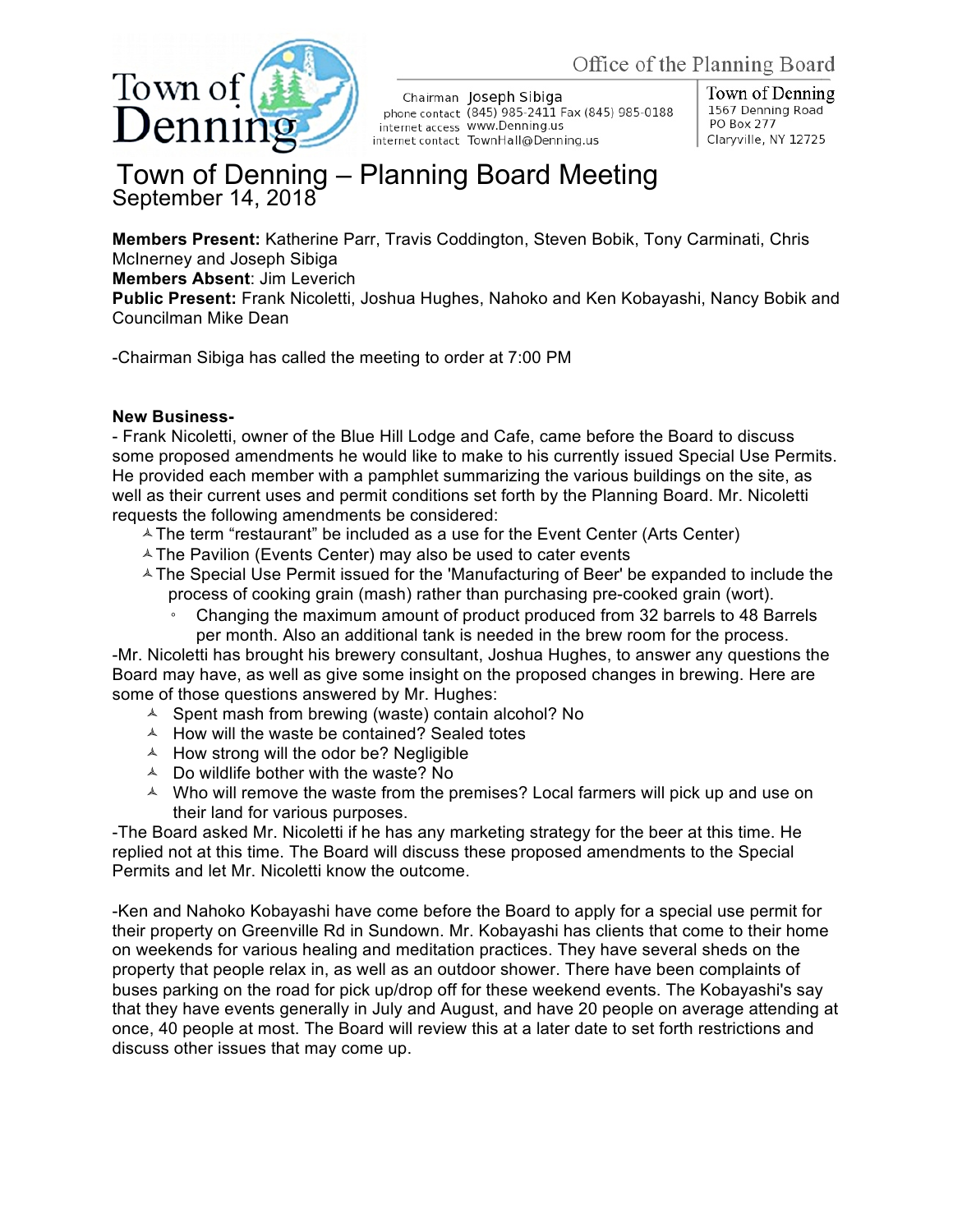Town of Denning

Office of the Planning Board

Chairman Joseph Sibiga
phone contact (845) 985-2411 Fax (845) 985-0188
internet access www.Denning.us
internet contact TownHall@Denning.us

Town of Denning
1567 Denning Road
PO Box 277
Claryville, NY 12725

# Town of Denning – Planning Board Meeting

September 14, 2018

**Members Present:** Katherine Parr, Travis Coddington, Steven Bobik, Tony Carminati, Chris McInerney and Joseph Sibiga
**Members Absent**: Jim Leverich
**Public Present:** Frank Nicoletti, Joshua Hughes, Nahoko and Ken Kobayashi, Nancy Bobik and Councilman Mike Dean

-Chairman Sibiga has called the meeting to order at 7:00 PM

**New Business-**

- Frank Nicoletti, owner of the Blue Hill Lodge and Cafe, came before the Board to discuss some proposed amendments he would like to make to his currently issued Special Use Permits. He provided each member with a pamphlet summarizing the various buildings on the site, as well as their current uses and permit conditions set forth by the Planning Board. Mr. Nicoletti requests the following amendments be considered:
  - The term "restaurant" be included as a use for the Event Center (Arts Center)
  - The Pavilion (Events Center) may also be used to cater events
  - The Special Use Permit issued for the 'Manufacturing of Beer' be expanded to include the process of cooking grain (mash) rather than purchasing pre-cooked grain (wort).
    - Changing the maximum amount of product produced from 32 barrels to 48 Barrels per month. Also an additional tank is needed in the brew room for the process.

-Mr. Nicoletti has brought his brewery consultant, Joshua Hughes, to answer any questions the Board may have, as well as give some insight on the proposed changes in brewing. Here are some of those questions answered by Mr. Hughes:

- Spent mash from brewing (waste) contain alcohol? No
- How will the waste be contained? Sealed totes
- How strong will the odor be? Negligible
- Do wildlife bother with the waste? No
- Who will remove the waste from the premises? Local farmers will pick up and use on their land for various purposes.

-The Board asked Mr. Nicoletti if he has any marketing strategy for the beer at this time. He replied not at this time. The Board will discuss these proposed amendments to the Special Permits and let Mr. Nicoletti know the outcome.

-Ken and Nahoko Kobayashi have come before the Board to apply for a special use permit for their property on Greenville Rd in Sundown. Mr. Kobayashi has clients that come to their home on weekends for various healing and meditation practices. They have several sheds on the property that people relax in, as well as an outdoor shower. There have been complaints of buses parking on the road for pick up/drop off for these weekend events. The Kobayashi's say that they have events generally in July and August, and have 20 people on average attending at once, 40 people at most. The Board will review this at a later date to set forth restrictions and discuss other issues that may come up.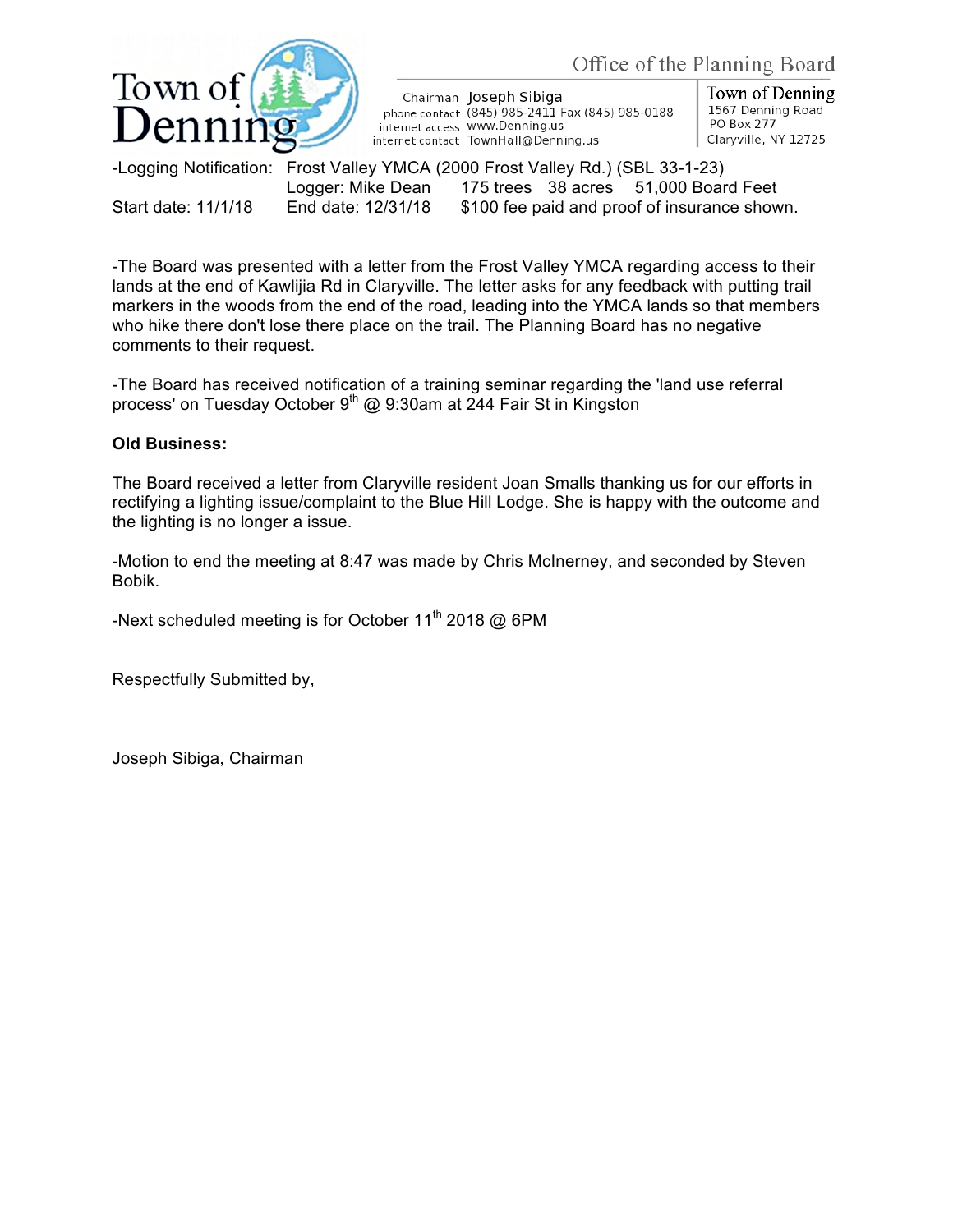Town of Denning

Office of the Planning Board

Chairman Joseph Sibiga
phone contact (845) 985-2411 Fax (845) 985-0188
internet access www.Denning.us
internet contact TownHall@Denning.us

Town of Denning
1567 Denning Road
PO Box 277
Claryville, NY 12725

-Logging Notification: Frost Valley YMCA (2000 Frost Valley Rd.) (SBL 33-1-23)
Logger: Mike Dean 175 trees 38 acres 51,000 Board Feet
Start date: 11/1/18 End date: 12/31/18 $100 fee paid and proof of insurance shown.

-The Board was presented with a letter from the Frost Valley YMCA regarding access to their lands at the end of Kawlijia Rd in Claryville. The letter asks for any feedback with putting trail markers in the woods from the end of the road, leading into the YMCA lands so that members who hike there don't lose there place on the trail. The Planning Board has no negative comments to their request.

-The Board has received notification of a training seminar regarding the 'land use referral process' on Tuesday October 9th @ 9:30am at 244 Fair St in Kingston

**Old Business:**

The Board received a letter from Claryville resident Joan Smalls thanking us for our efforts in rectifying a lighting issue/complaint to the Blue Hill Lodge. She is happy with the outcome and the lighting is no longer a issue.

-Motion to end the meeting at 8:47 was made by Chris McInerney, and seconded by Steven Bobik.

-Next scheduled meeting is for October 11th 2018 @ 6PM

Respectfully Submitted by,

Joseph Sibiga, Chairman